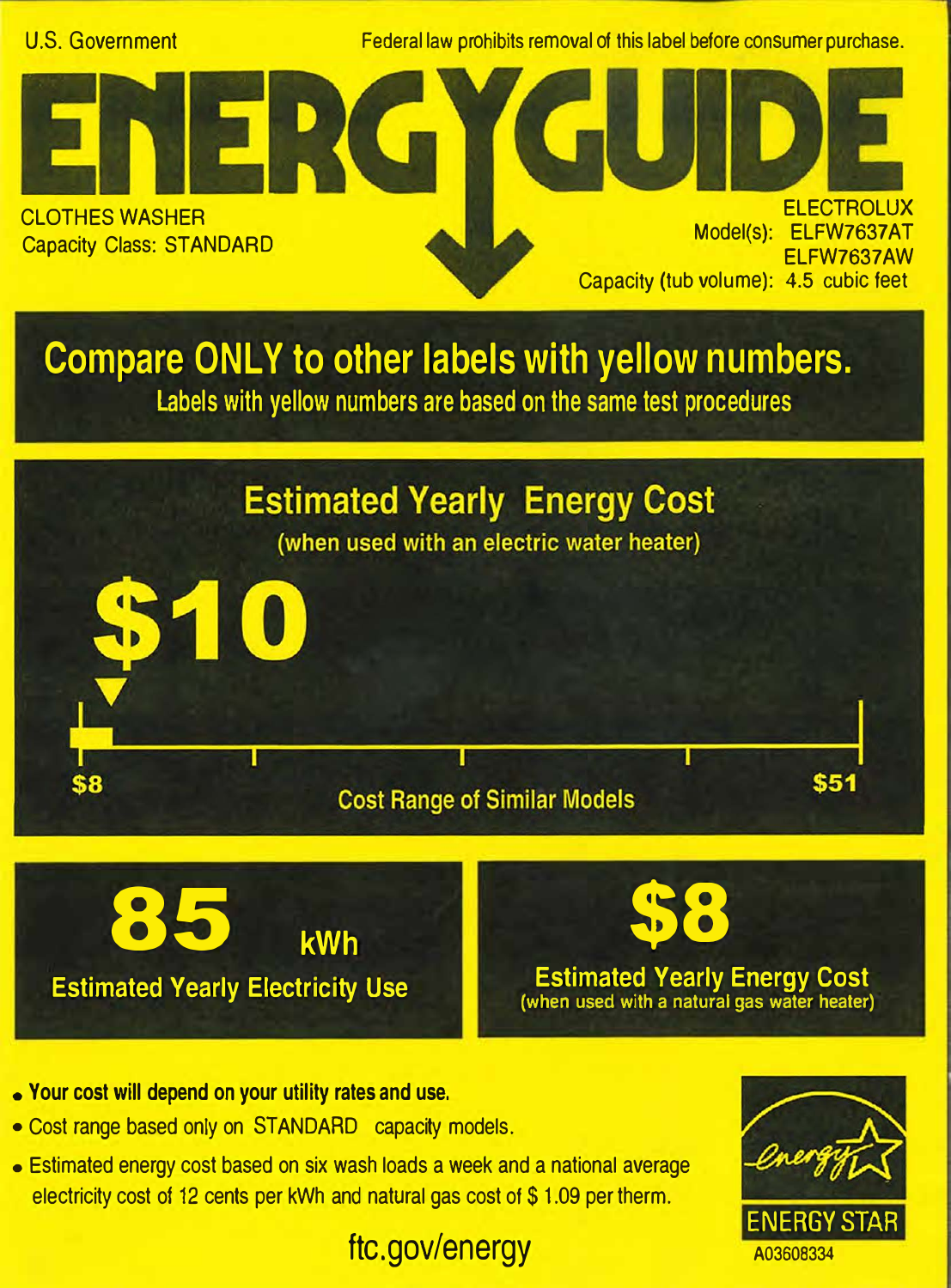U.S. Government

Federal law prohibits removal of this label before consumer purchase.

# ENERGYGUIDE

CLOTHES WASHER
Capacity Class: STANDARD

ELECTROLUX
Model(s): ELFW7637AT
ELFW7637AW
Capacity (tub volume): 4.5 cubic feet

## Compare ONLY to other labels with yellow numbers.

Labels with yellow numbers are based on the same test procedures

## Estimated Yearly Energy Cost

(when used with an electric water heater)

# $10

$8 — Cost Range of Similar Models — $51

**85** kWh
Estimated Yearly Electricity Use

**$8**
Estimated Yearly Energy Cost
(when used with a natural gas water heater)

- **Your cost will depend on your utility rates and use.**
- Cost range based only on STANDARD capacity models.
- Estimated energy cost based on six wash loads a week and a national average electricity cost of 12 cents per kWh and natural gas cost of $ 1.09 per therm.

ftc.gov/energy

ENERGY STAR

A03608334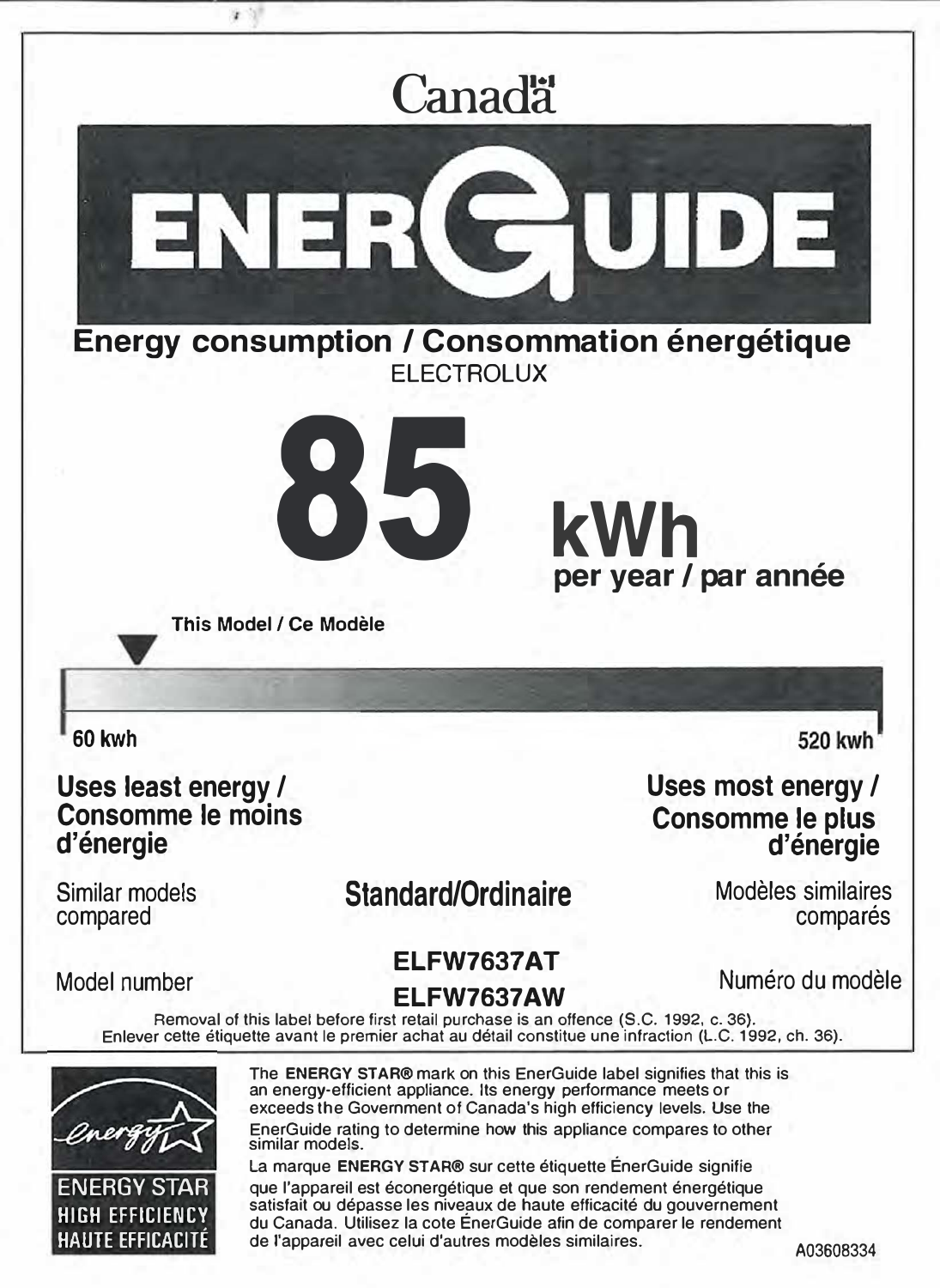Canada

# ENERGUIDE

## Energy consumption / Consommation énergétique

ELECTROLUX

# 85 kWh

**per year / par année**

**This Model / Ce Modèle**

60 kwh

520 kwh

**Uses least energy / Consomme le moins d'énergie**

**Uses most energy / Consomme le plus d'énergie**

Similar models compared

**Standard/Ordinaire**

Modèles similaires comparés

Model number

**ELFW7637AT**

**ELFW7637AW**

Numéro du modèle

Removal of this label before first retail purchase is an offence (S.C. 1992, c. 36).
Enlever cette étiquette avant le premier achat au détail constitue une infraction (L.C. 1992, ch. 36).

energy

ENERGY STAR
HIGH EFFICIENCY
HAUTE EFFICACITÉ

The **ENERGY STAR®** mark on this EnerGuide label signifies that this is an energy-efficient appliance. Its energy performance meets or exceeds the Government of Canada's high efficiency levels. Use the EnerGuide rating to determine how this appliance compares to other similar models.

La marque **ENERGY STAR®** sur cette étiquette ÉnerGuide signifie que l'appareil est éconergétique et que son rendement énergétique satisfait ou dépasse les niveaux de haute efficacité du gouvernement du Canada. Utilisez la cote ÉnerGuide afin de comparer le rendement de l'appareil avec celui d'autres modèles similaires.

A03608334